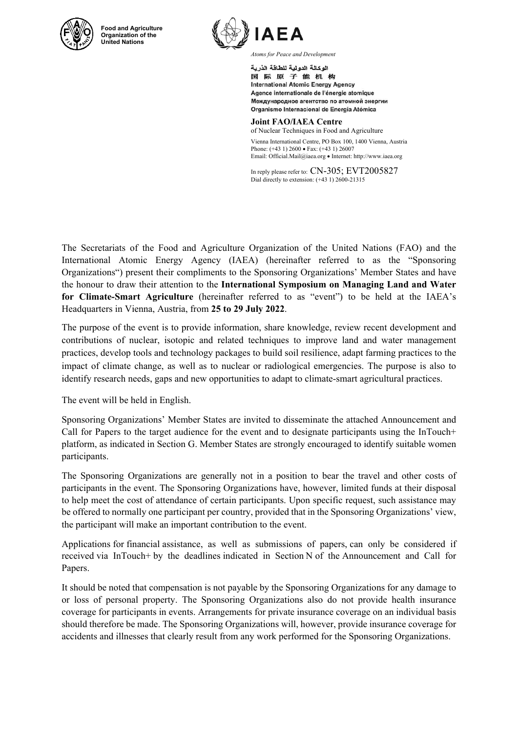Food and Agriculture Organization of the United Nations

IAEA

*Atoms for Peace and Development*

الوكالة الدولية للطاقة الذرية
国 际 原 子 能 机 构
International Atomic Energy Agency
Agence internationale de l'énergie atomique
Международное агентство по атомной энергии
Organismo Internacional de Energía Atómica

**Joint FAO/IAEA Centre**
of Nuclear Techniques in Food and Agriculture

Vienna International Centre, PO Box 100, 1400 Vienna, Austria
Phone: (+43 1) 2600 • Fax: (+43 1) 26007
Email: Official.Mail@iaea.org • Internet: http://www.iaea.org

In reply please refer to: CN-305; EVT2005827
Dial directly to extension: (+43 1) 2600-21315

The Secretariats of the Food and Agriculture Organization of the United Nations (FAO) and the International Atomic Energy Agency (IAEA) (hereinafter referred to as the "Sponsoring Organizations") present their compliments to the Sponsoring Organizations' Member States and have the honour to draw their attention to the **International Symposium on Managing Land and Water for Climate-Smart Agriculture** (hereinafter referred to as "event") to be held at the IAEA's Headquarters in Vienna, Austria, from **25 to 29 July 2022**.

The purpose of the event is to provide information, share knowledge, review recent development and contributions of nuclear, isotopic and related techniques to improve land and water management practices, develop tools and technology packages to build soil resilience, adapt farming practices to the impact of climate change, as well as to nuclear or radiological emergencies. The purpose is also to identify research needs, gaps and new opportunities to adapt to climate-smart agricultural practices.

The event will be held in English.

Sponsoring Organizations' Member States are invited to disseminate the attached Announcement and Call for Papers to the target audience for the event and to designate participants using the InTouch+ platform, as indicated in Section G. Member States are strongly encouraged to identify suitable women participants.

The Sponsoring Organizations are generally not in a position to bear the travel and other costs of participants in the event. The Sponsoring Organizations have, however, limited funds at their disposal to help meet the cost of attendance of certain participants. Upon specific request, such assistance may be offered to normally one participant per country, provided that in the Sponsoring Organizations' view, the participant will make an important contribution to the event.

Applications for financial assistance, as well as submissions of papers, can only be considered if received via InTouch+ by the deadlines indicated in Section N of the Announcement and Call for Papers.

It should be noted that compensation is not payable by the Sponsoring Organizations for any damage to or loss of personal property. The Sponsoring Organizations also do not provide health insurance coverage for participants in events. Arrangements for private insurance coverage on an individual basis should therefore be made. The Sponsoring Organizations will, however, provide insurance coverage for accidents and illnesses that clearly result from any work performed for the Sponsoring Organizations.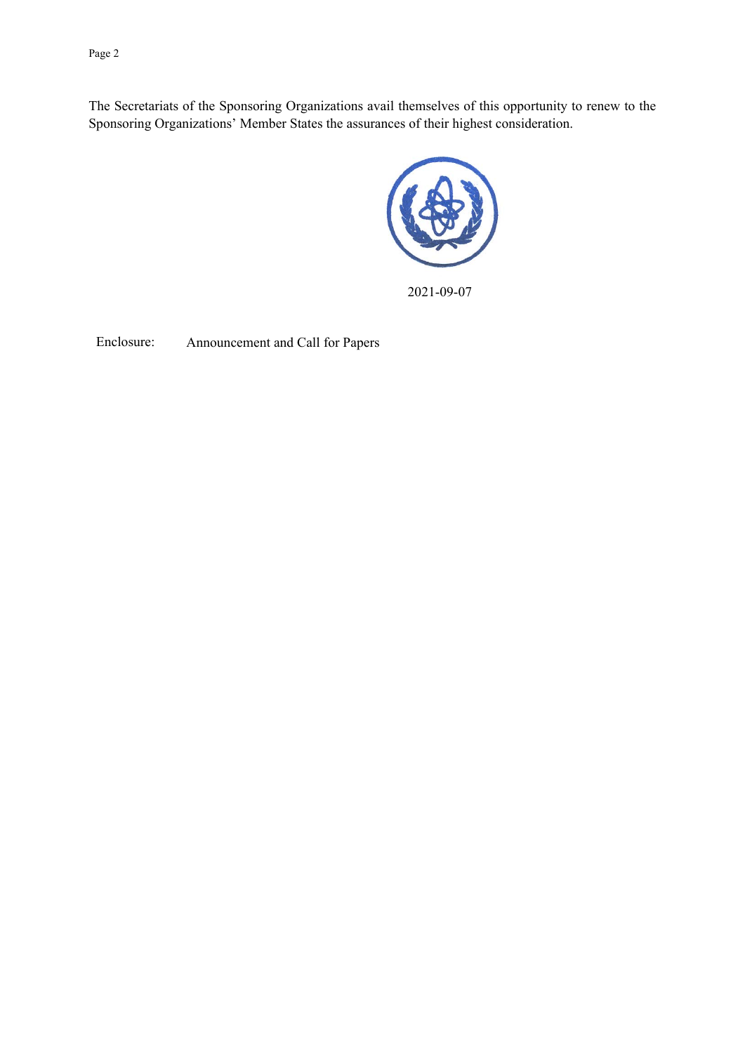The Secretariats of the Sponsoring Organizations avail themselves of this opportunity to renew to the Sponsoring Organizations' Member States the assurances of their highest consideration.

2021-09-07

Enclosure: Announcement and Call for Papers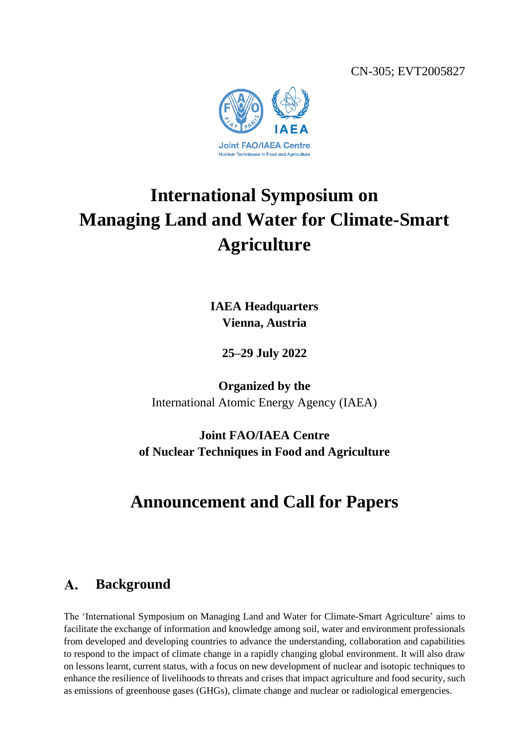CN-305; EVT2005827

# International Symposium on Managing Land and Water for Climate-Smart Agriculture

**IAEA Headquarters**
**Vienna, Austria**

**25–29 July 2022**

**Organized by the**
International Atomic Energy Agency (IAEA)

**Joint FAO/IAEA Centre**
**of Nuclear Techniques in Food and Agriculture**

## Announcement and Call for Papers

## A. Background

The 'International Symposium on Managing Land and Water for Climate-Smart Agriculture' aims to facilitate the exchange of information and knowledge among soil, water and environment professionals from developed and developing countries to advance the understanding, collaboration and capabilities to respond to the impact of climate change in a rapidly changing global environment. It will also draw on lessons learnt, current status, with a focus on new development of nuclear and isotopic techniques to enhance the resilience of livelihoods to threats and crises that impact agriculture and food security, such as emissions of greenhouse gases (GHGs), climate change and nuclear or radiological emergencies.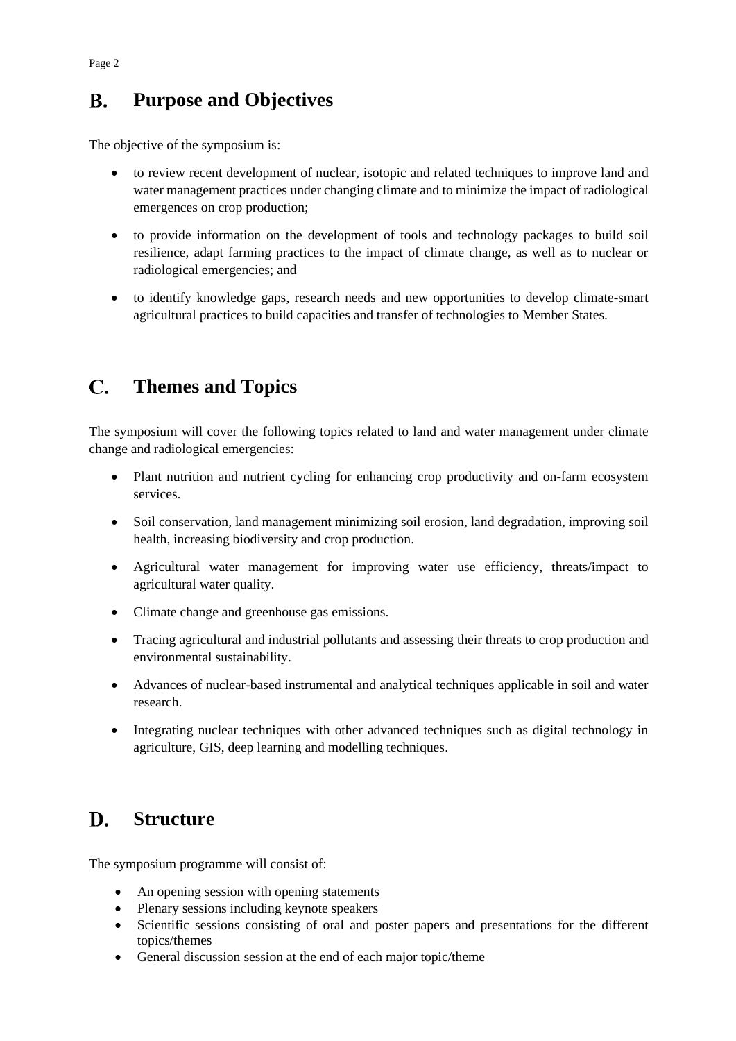## B. Purpose and Objectives

The objective of the symposium is:

- to review recent development of nuclear, isotopic and related techniques to improve land and water management practices under changing climate and to minimize the impact of radiological emergences on crop production;
- to provide information on the development of tools and technology packages to build soil resilience, adapt farming practices to the impact of climate change, as well as to nuclear or radiological emergencies; and
- to identify knowledge gaps, research needs and new opportunities to develop climate-smart agricultural practices to build capacities and transfer of technologies to Member States.

## C. Themes and Topics

The symposium will cover the following topics related to land and water management under climate change and radiological emergencies:

- Plant nutrition and nutrient cycling for enhancing crop productivity and on-farm ecosystem services.
- Soil conservation, land management minimizing soil erosion, land degradation, improving soil health, increasing biodiversity and crop production.
- Agricultural water management for improving water use efficiency, threats/impact to agricultural water quality.
- Climate change and greenhouse gas emissions.
- Tracing agricultural and industrial pollutants and assessing their threats to crop production and environmental sustainability.
- Advances of nuclear-based instrumental and analytical techniques applicable in soil and water research.
- Integrating nuclear techniques with other advanced techniques such as digital technology in agriculture, GIS, deep learning and modelling techniques.

## D. Structure

The symposium programme will consist of:

- An opening session with opening statements
- Plenary sessions including keynote speakers
- Scientific sessions consisting of oral and poster papers and presentations for the different topics/themes
- General discussion session at the end of each major topic/theme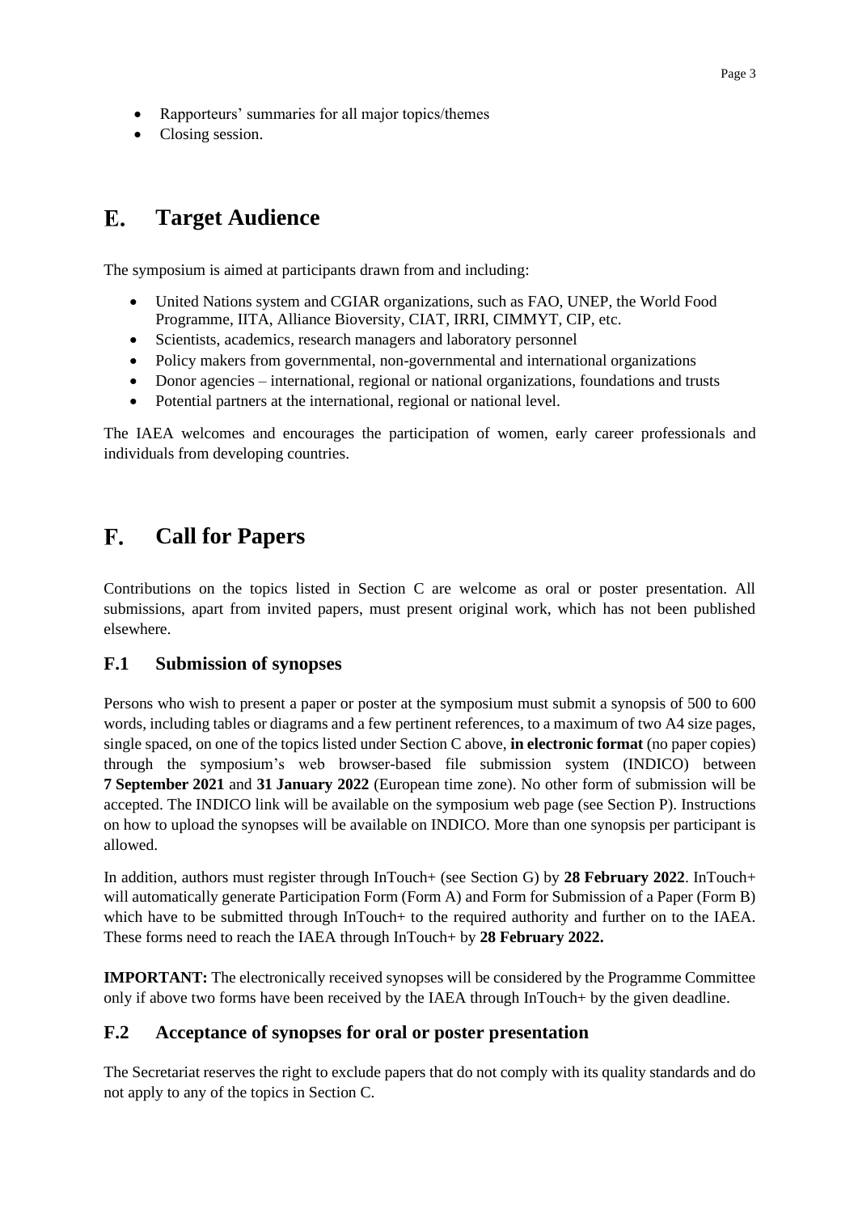- Rapporteurs' summaries for all major topics/themes
- Closing session.

## E. Target Audience

The symposium is aimed at participants drawn from and including:

- United Nations system and CGIAR organizations, such as FAO, UNEP, the World Food Programme, IITA, Alliance Bioversity, CIAT, IRRI, CIMMYT, CIP, etc.
- Scientists, academics, research managers and laboratory personnel
- Policy makers from governmental, non-governmental and international organizations
- Donor agencies – international, regional or national organizations, foundations and trusts
- Potential partners at the international, regional or national level.

The IAEA welcomes and encourages the participation of women, early career professionals and individuals from developing countries.

## F. Call for Papers

Contributions on the topics listed in Section C are welcome as oral or poster presentation. All submissions, apart from invited papers, must present original work, which has not been published elsewhere.

### F.1 Submission of synopses

Persons who wish to present a paper or poster at the symposium must submit a synopsis of 500 to 600 words, including tables or diagrams and a few pertinent references, to a maximum of two A4 size pages, single spaced, on one of the topics listed under Section C above, **in electronic format** (no paper copies) through the symposium's web browser-based file submission system (INDICO) between **7 September 2021** and **31 January 2022** (European time zone). No other form of submission will be accepted. The INDICO link will be available on the symposium web page (see Section P). Instructions on how to upload the synopses will be available on INDICO. More than one synopsis per participant is allowed.

In addition, authors must register through InTouch+ (see Section G) by **28 February 2022**. InTouch+ will automatically generate Participation Form (Form A) and Form for Submission of a Paper (Form B) which have to be submitted through InTouch+ to the required authority and further on to the IAEA. These forms need to reach the IAEA through InTouch+ by **28 February 2022.**

**IMPORTANT:** The electronically received synopses will be considered by the Programme Committee only if above two forms have been received by the IAEA through InTouch+ by the given deadline.

### F.2 Acceptance of synopses for oral or poster presentation

The Secretariat reserves the right to exclude papers that do not comply with its quality standards and do not apply to any of the topics in Section C.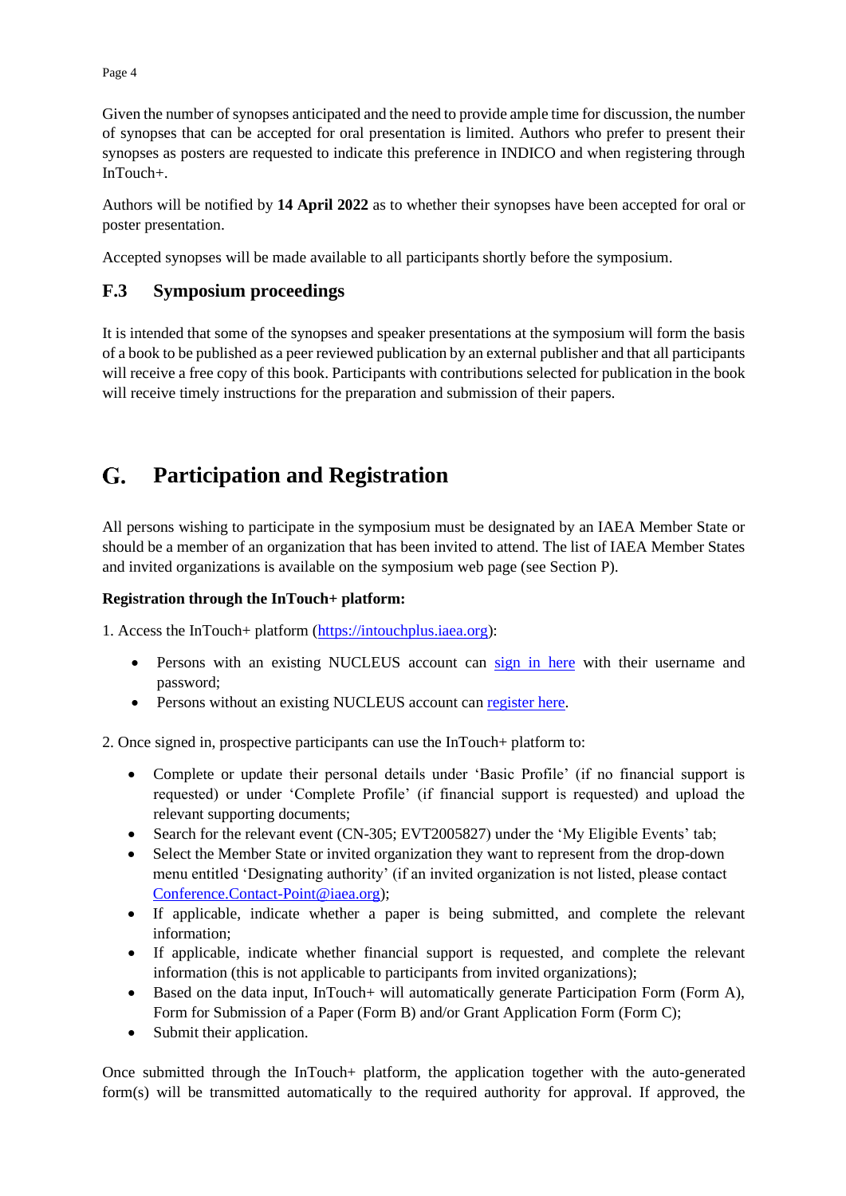Given the number of synopses anticipated and the need to provide ample time for discussion, the number of synopses that can be accepted for oral presentation is limited. Authors who prefer to present their synopses as posters are requested to indicate this preference in INDICO and when registering through InTouch+.

Authors will be notified by **14 April 2022** as to whether their synopses have been accepted for oral or poster presentation.

Accepted synopses will be made available to all participants shortly before the symposium.

### F.3 Symposium proceedings

It is intended that some of the synopses and speaker presentations at the symposium will form the basis of a book to be published as a peer reviewed publication by an external publisher and that all participants will receive a free copy of this book. Participants with contributions selected for publication in the book will receive timely instructions for the preparation and submission of their papers.

## G. Participation and Registration

All persons wishing to participate in the symposium must be designated by an IAEA Member State or should be a member of an organization that has been invited to attend. The list of IAEA Member States and invited organizations is available on the symposium web page (see Section P).

**Registration through the InTouch+ platform:**

1. Access the InTouch+ platform (https://intouchplus.iaea.org):

- Persons with an existing NUCLEUS account can sign in here with their username and password;
- Persons without an existing NUCLEUS account can register here.

2. Once signed in, prospective participants can use the InTouch+ platform to:

- Complete or update their personal details under 'Basic Profile' (if no financial support is requested) or under 'Complete Profile' (if financial support is requested) and upload the relevant supporting documents;
- Search for the relevant event (CN-305; EVT2005827) under the 'My Eligible Events' tab;
- Select the Member State or invited organization they want to represent from the drop-down menu entitled 'Designating authority' (if an invited organization is not listed, please contact Conference.Contact-Point@iaea.org);
- If applicable, indicate whether a paper is being submitted, and complete the relevant information;
- If applicable, indicate whether financial support is requested, and complete the relevant information (this is not applicable to participants from invited organizations);
- Based on the data input, InTouch+ will automatically generate Participation Form (Form A), Form for Submission of a Paper (Form B) and/or Grant Application Form (Form C);
- Submit their application.

Once submitted through the InTouch+ platform, the application together with the auto-generated form(s) will be transmitted automatically to the required authority for approval. If approved, the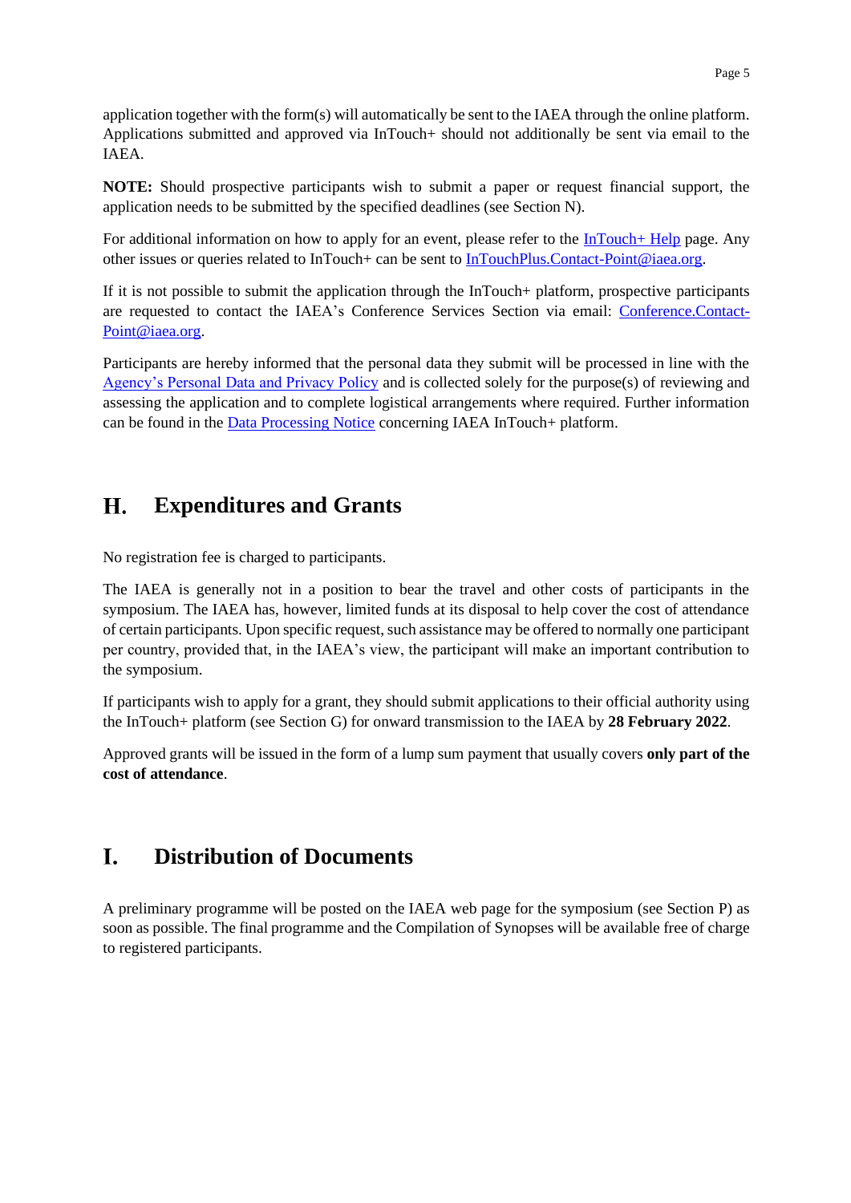application together with the form(s) will automatically be sent to the IAEA through the online platform. Applications submitted and approved via InTouch+ should not additionally be sent via email to the IAEA.

**NOTE:** Should prospective participants wish to submit a paper or request financial support, the application needs to be submitted by the specified deadlines (see Section N).

For additional information on how to apply for an event, please refer to the InTouch+ Help page. Any other issues or queries related to InTouch+ can be sent to InTouchPlus.Contact-Point@iaea.org.

If it is not possible to submit the application through the InTouch+ platform, prospective participants are requested to contact the IAEA's Conference Services Section via email: Conference.Contact-Point@iaea.org.

Participants are hereby informed that the personal data they submit will be processed in line with the Agency's Personal Data and Privacy Policy and is collected solely for the purpose(s) of reviewing and assessing the application and to complete logistical arrangements where required. Further information can be found in the Data Processing Notice concerning IAEA InTouch+ platform.

## H. Expenditures and Grants

No registration fee is charged to participants.

The IAEA is generally not in a position to bear the travel and other costs of participants in the symposium. The IAEA has, however, limited funds at its disposal to help cover the cost of attendance of certain participants. Upon specific request, such assistance may be offered to normally one participant per country, provided that, in the IAEA's view, the participant will make an important contribution to the symposium.

If participants wish to apply for a grant, they should submit applications to their official authority using the InTouch+ platform (see Section G) for onward transmission to the IAEA by **28 February 2022**.

Approved grants will be issued in the form of a lump sum payment that usually covers **only part of the cost of attendance**.

## I. Distribution of Documents

A preliminary programme will be posted on the IAEA web page for the symposium (see Section P) as soon as possible. The final programme and the Compilation of Synopses will be available free of charge to registered participants.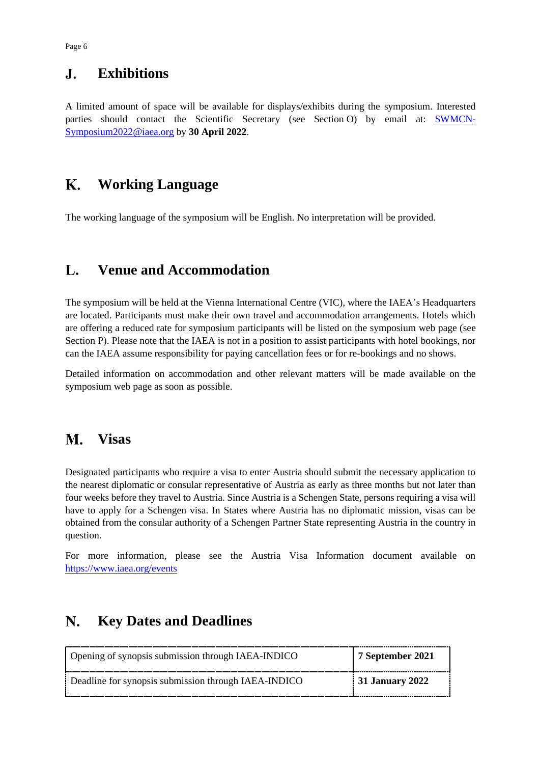## J. Exhibitions

A limited amount of space will be available for displays/exhibits during the symposium. Interested parties should contact the Scientific Secretary (see Section O) by email at: SWMCN-Symposium2022@iaea.org by **30 April 2022**.

## K. Working Language

The working language of the symposium will be English. No interpretation will be provided.

## L. Venue and Accommodation

The symposium will be held at the Vienna International Centre (VIC), where the IAEA's Headquarters are located. Participants must make their own travel and accommodation arrangements. Hotels which are offering a reduced rate for symposium participants will be listed on the symposium web page (see Section P). Please note that the IAEA is not in a position to assist participants with hotel bookings, nor can the IAEA assume responsibility for paying cancellation fees or for re-bookings and no shows.

Detailed information on accommodation and other relevant matters will be made available on the symposium web page as soon as possible.

## M. Visas

Designated participants who require a visa to enter Austria should submit the necessary application to the nearest diplomatic or consular representative of Austria as early as three months but not later than four weeks before they travel to Austria. Since Austria is a Schengen State, persons requiring a visa will have to apply for a Schengen visa. In States where Austria has no diplomatic mission, visas can be obtained from the consular authority of a Schengen Partner State representing Austria in the country in question.

For more information, please see the Austria Visa Information document available on https://www.iaea.org/events

## N. Key Dates and Deadlines

| | |
|---|---|
| Opening of synopsis submission through IAEA-INDICO | **7 September 2021** |
| Deadline for synopsis submission through IAEA-INDICO | **31 January 2022** |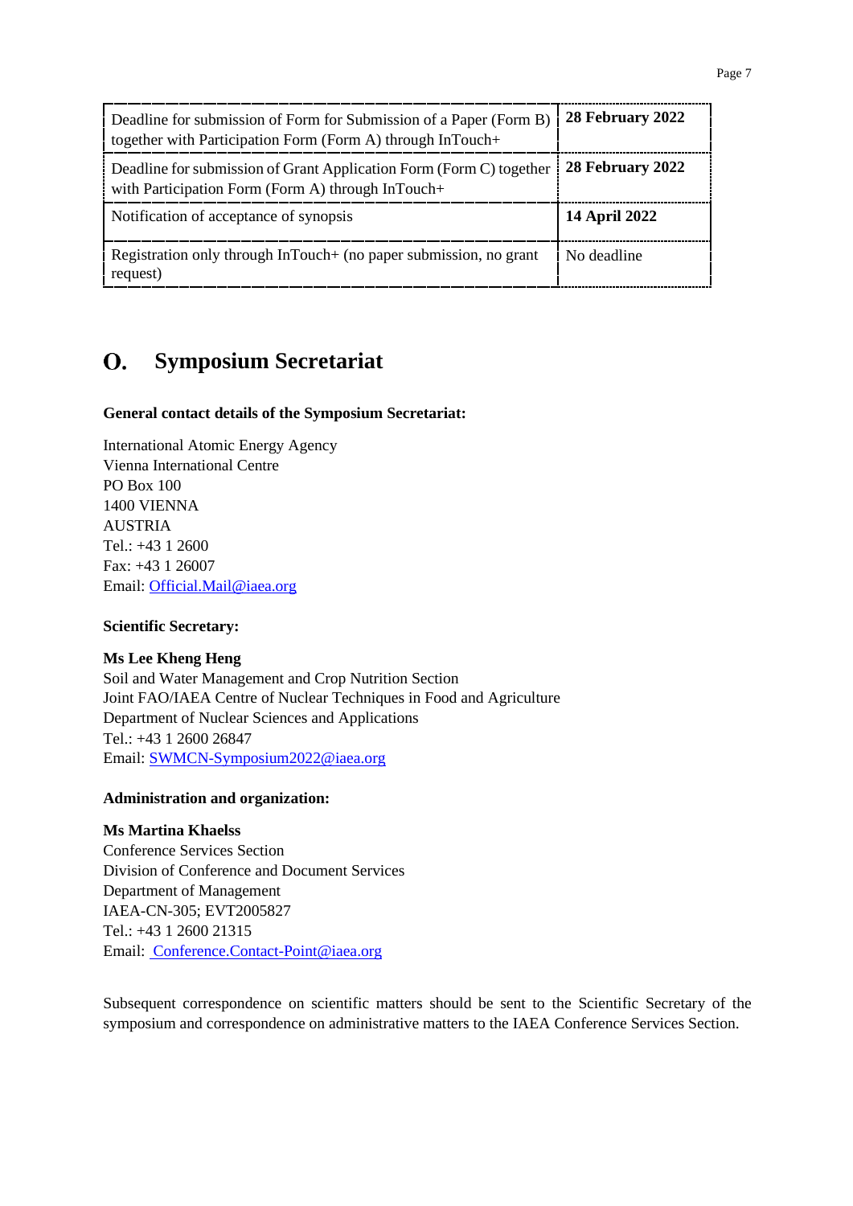| | |
|---|---|
| Deadline for submission of Form for Submission of a Paper (Form B) together with Participation Form (Form A) through InTouch+ | **28 February 2022** |
| Deadline for submission of Grant Application Form (Form C) together with Participation Form (Form A) through InTouch+ | **28 February 2022** |
| Notification of acceptance of synopsis | **14 April 2022** |
| Registration only through InTouch+ (no paper submission, no grant request) | No deadline |

## O. Symposium Secretariat

**General contact details of the Symposium Secretariat:**

International Atomic Energy Agency
Vienna International Centre
PO Box 100
1400 VIENNA
AUSTRIA
Tel.: +43 1 2600
Fax: +43 1 26007
Email: Official.Mail@iaea.org

**Scientific Secretary:**

**Ms Lee Kheng Heng**
Soil and Water Management and Crop Nutrition Section
Joint FAO/IAEA Centre of Nuclear Techniques in Food and Agriculture
Department of Nuclear Sciences and Applications
Tel.: +43 1 2600 26847
Email: SWMCN-Symposium2022@iaea.org

**Administration and organization:**

**Ms Martina Khaelss**
Conference Services Section
Division of Conference and Document Services
Department of Management
IAEA-CN-305; EVT2005827
Tel.: +43 1 2600 21315
Email: Conference.Contact-Point@iaea.org

Subsequent correspondence on scientific matters should be sent to the Scientific Secretary of the symposium and correspondence on administrative matters to the IAEA Conference Services Section.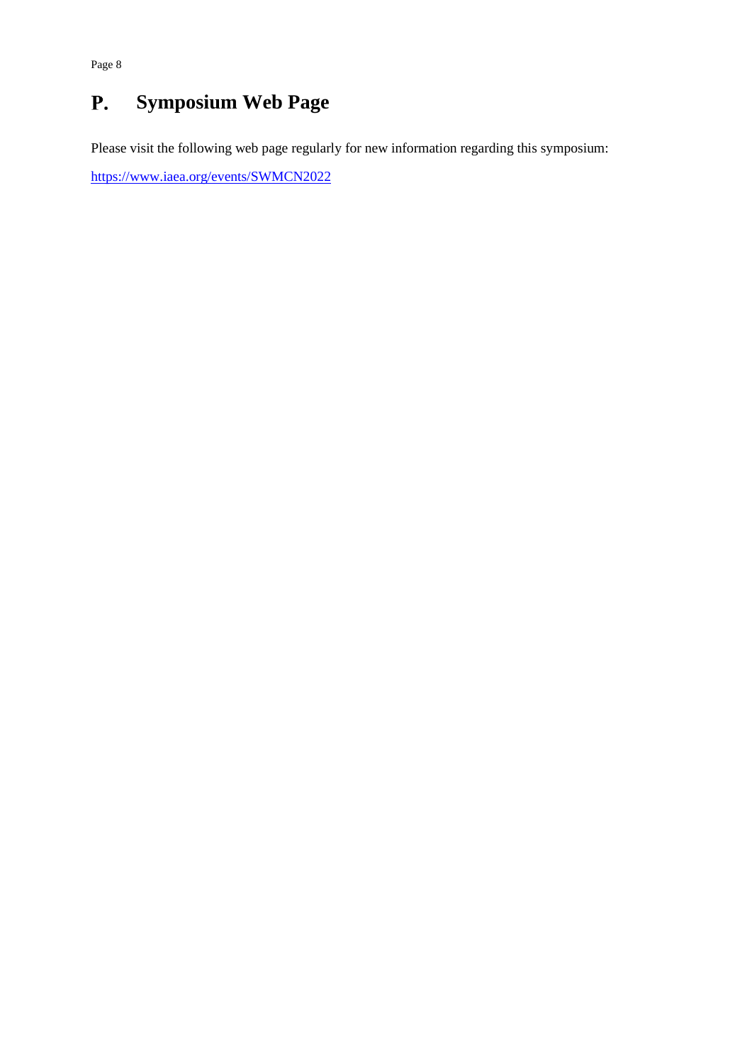## P. Symposium Web Page

Please visit the following web page regularly for new information regarding this symposium:

https://www.iaea.org/events/SWMCN2022